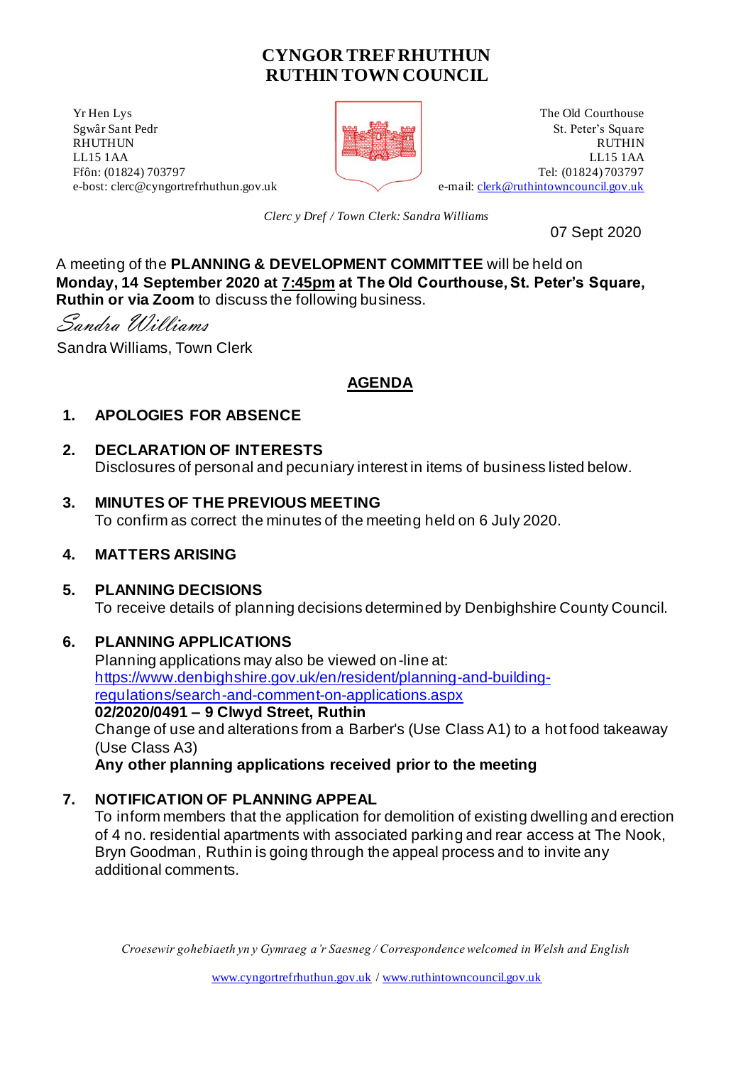# CYNGOR TREF RHUTHUN
# RUTHIN TOWN COUNCIL

Yr Hen Lys
Sgwâr Sant Pedr
RHUTHUN
LL15 1AA
Ffôn: (01824) 703797
e-bost: clerc@cyngortrefrhuthun.gov.uk

The Old Courthouse
St. Peter's Square
RUTHIN
LL15 1AA
Tel: (01824) 703797
e-mail: clerk@ruthintowncouncil.gov.uk

*Clerc y Dref / Town Clerk: Sandra Williams*

07 Sept 2020

A meeting of the **PLANNING & DEVELOPMENT COMMITTEE** will be held on **Monday, 14 September 2020 at 7:45pm at The Old Courthouse, St. Peter's Square, Ruthin or via Zoom** to discuss the following business.

*Sandra Williams*

Sandra Williams, Town Clerk

## AGENDA

1. **APOLOGIES FOR ABSENCE**

2. **DECLARATION OF INTERESTS**
   Disclosures of personal and pecuniary interest in items of business listed below.

3. **MINUTES OF THE PREVIOUS MEETING**
   To confirm as correct the minutes of the meeting held on 6 July 2020.

4. **MATTERS ARISING**

5. **PLANNING DECISIONS**
   To receive details of planning decisions determined by Denbighshire County Council.

6. **PLANNING APPLICATIONS**
   Planning applications may also be viewed on-line at:
   https://www.denbighshire.gov.uk/en/resident/planning-and-building-regulations/search-and-comment-on-applications.aspx
   **02/2020/0491 – 9 Clwyd Street, Ruthin**
   Change of use and alterations from a Barber's (Use Class A1) to a hot food takeaway (Use Class A3)
   **Any other planning applications received prior to the meeting**

7. **NOTIFICATION OF PLANNING APPEAL**
   To inform members that the application for demolition of existing dwelling and erection of 4 no. residential apartments with associated parking and rear access at The Nook, Bryn Goodman, Ruthin is going through the appeal process and to invite any additional comments.

*Croesewir gohebiaeth yn y Gymraeg a'r Saesneg / Correspondence welcomed in Welsh and English*

www.cyngortrefrhuthun.gov.uk / www.ruthintowncouncil.gov.uk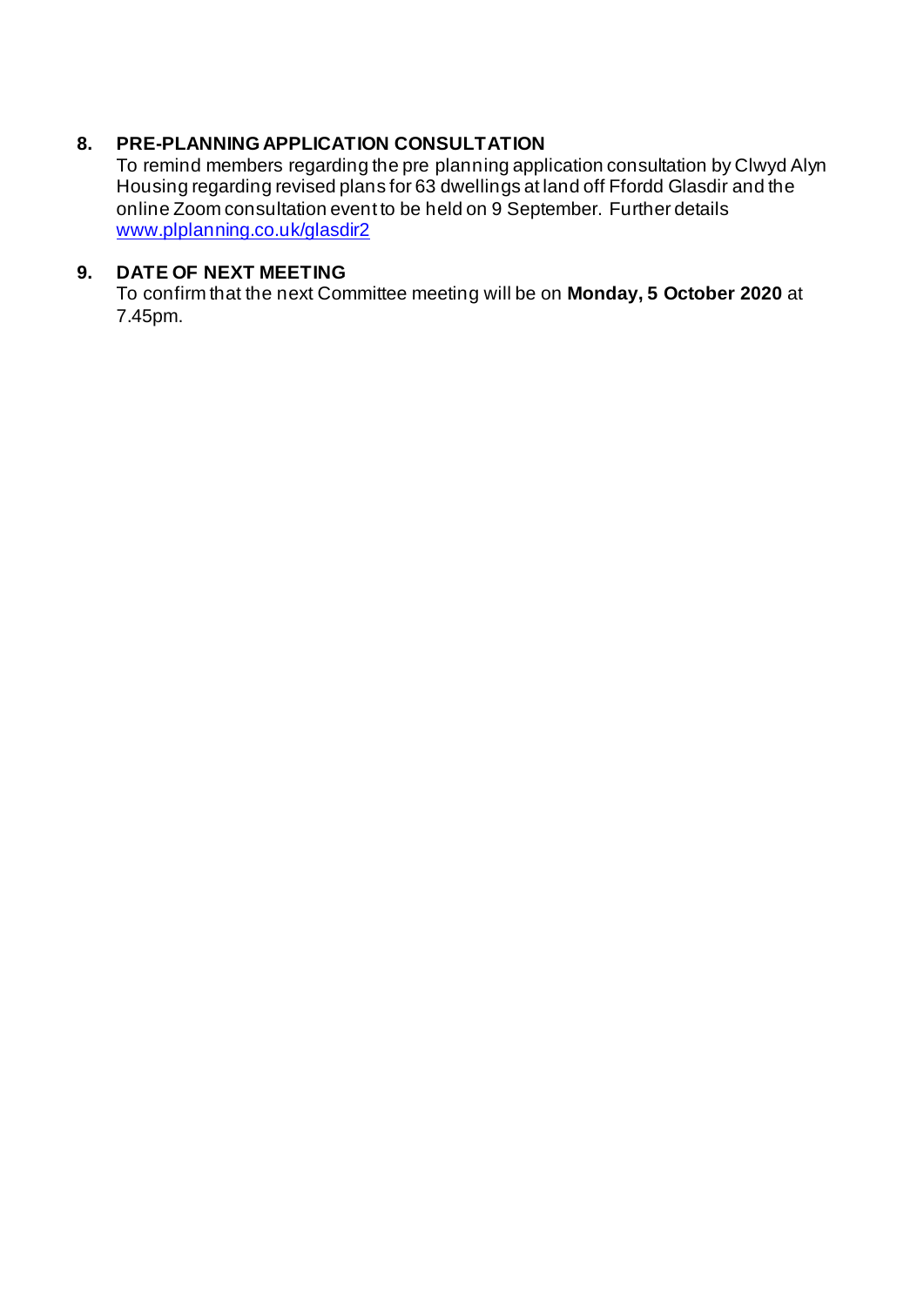**8. PRE-PLANNING APPLICATION CONSULTATION**

To remind members regarding the pre planning application consultation by Clwyd Alyn Housing regarding revised plans for 63 dwellings at land off Ffordd Glasdir and the online Zoom consultation event to be held on 9 September. Further details [www.plplanning.co.uk/glasdir2](http://www.plplanning.co.uk/glasdir2)

**9. DATE OF NEXT MEETING**

To confirm that the next Committee meeting will be on **Monday, 5 October 2020** at 7.45pm.